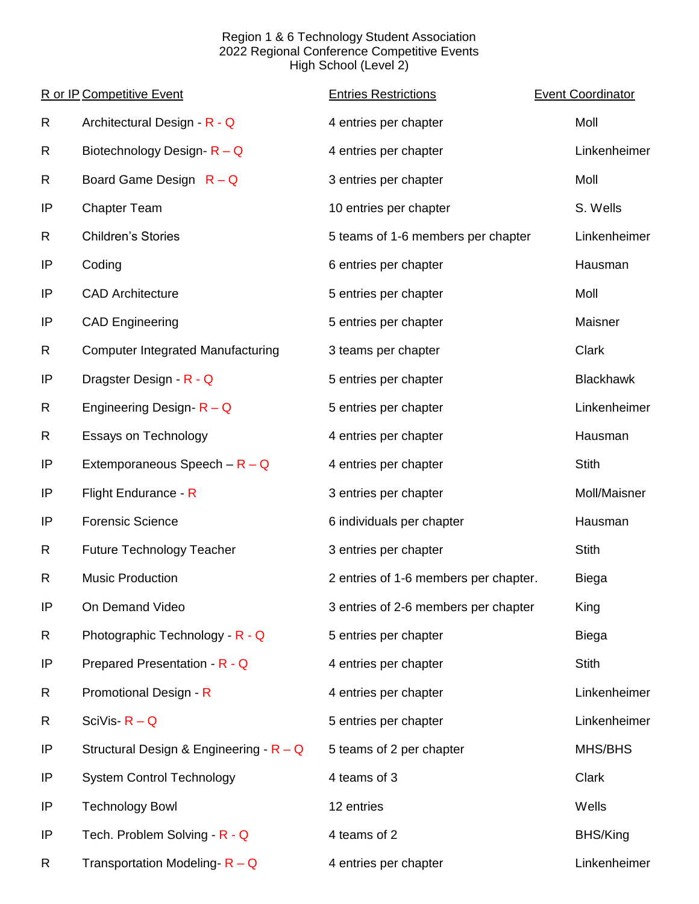Region 1 & 6 Technology Student Association
2022 Regional Conference Competitive Events
High School (Level 2)

| R or IP | Competitive Event | Entries Restrictions | Event Coordinator |
|---|---|---|---|
| R | Architectural Design - R - Q | 4 entries per chapter | Moll |
| R | Biotechnology Design- R – Q | 4 entries per chapter | Linkenheimer |
| R | Board Game Design R – Q | 3 entries per chapter | Moll |
| IP | Chapter Team | 10 entries per chapter | S. Wells |
| R | Children's Stories | 5 teams of 1-6 members per chapter | Linkenheimer |
| IP | Coding | 6 entries per chapter | Hausman |
| IP | CAD Architecture | 5 entries per chapter | Moll |
| IP | CAD Engineering | 5 entries per chapter | Maisner |
| R | Computer Integrated Manufacturing | 3 teams per chapter | Clark |
| IP | Dragster Design - R - Q | 5 entries per chapter | Blackhawk |
| R | Engineering Design- R – Q | 5 entries per chapter | Linkenheimer |
| R | Essays on Technology | 4 entries per chapter | Hausman |
| IP | Extemporaneous Speech – R – Q | 4 entries per chapter | Stith |
| IP | Flight Endurance - R | 3 entries per chapter | Moll/Maisner |
| IP | Forensic Science | 6 individuals per chapter | Hausman |
| R | Future Technology Teacher | 3 entries per chapter | Stith |
| R | Music Production | 2 entries of 1-6 members per chapter. | Biega |
| IP | On Demand Video | 3 entries of 2-6 members per chapter | King |
| R | Photographic Technology - R - Q | 5 entries per chapter | Biega |
| IP | Prepared Presentation - R - Q | 4 entries per chapter | Stith |
| R | Promotional Design - R | 4 entries per chapter | Linkenheimer |
| R | SciVis- R – Q | 5 entries per chapter | Linkenheimer |
| IP | Structural Design & Engineering - R – Q | 5 teams of 2 per chapter | MHS/BHS |
| IP | System Control Technology | 4 teams of 3 | Clark |
| IP | Technology Bowl | 12 entries | Wells |
| IP | Tech. Problem Solving - R - Q | 4 teams of 2 | BHS/King |
| R | Transportation Modeling- R – Q | 4 entries per chapter | Linkenheimer |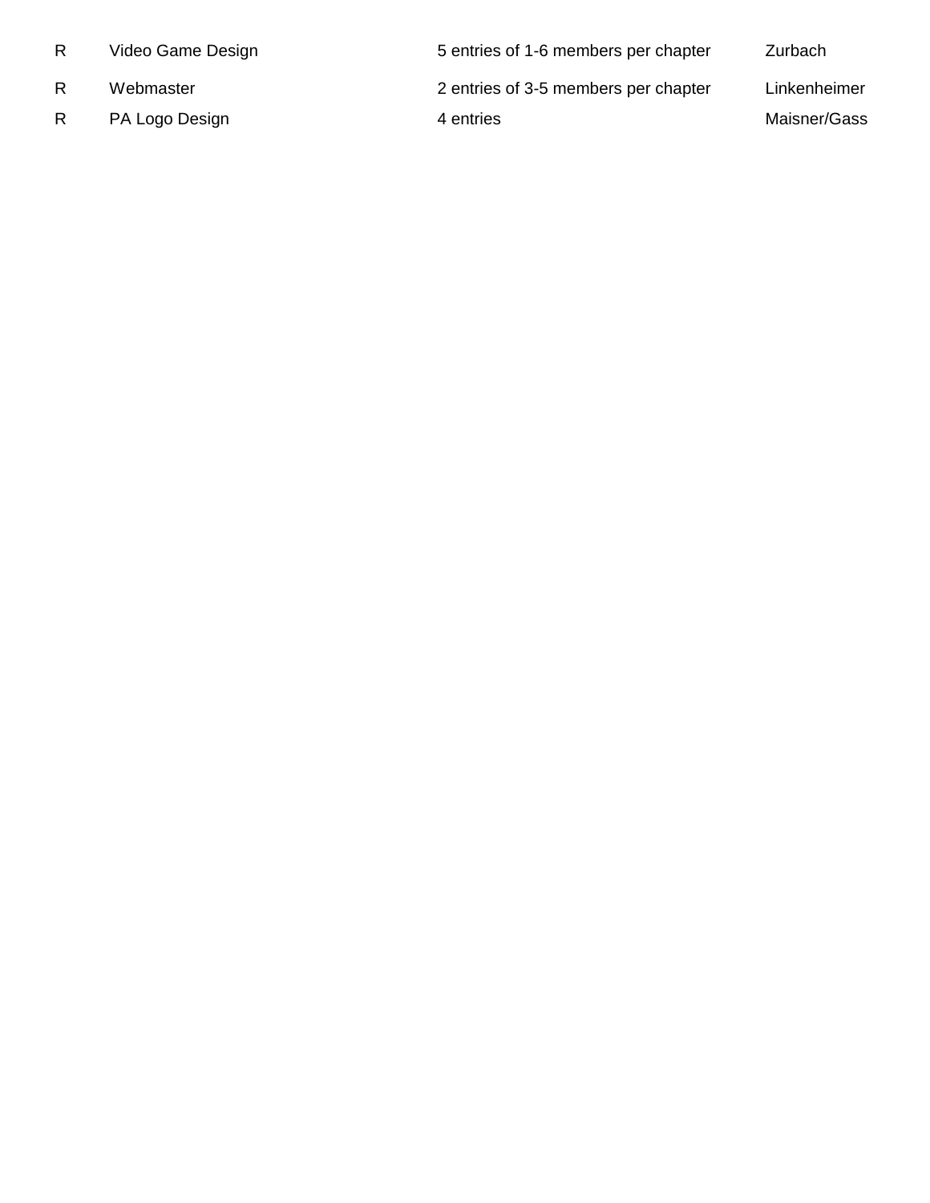| | | | |
|---|---|---|---|
| R | Video Game Design | 5 entries of 1-6 members per chapter | Zurbach |
| R | Webmaster | 2 entries of 3-5 members per chapter | Linkenheimer |
| R | PA Logo Design | 4 entries | Maisner/Gass |